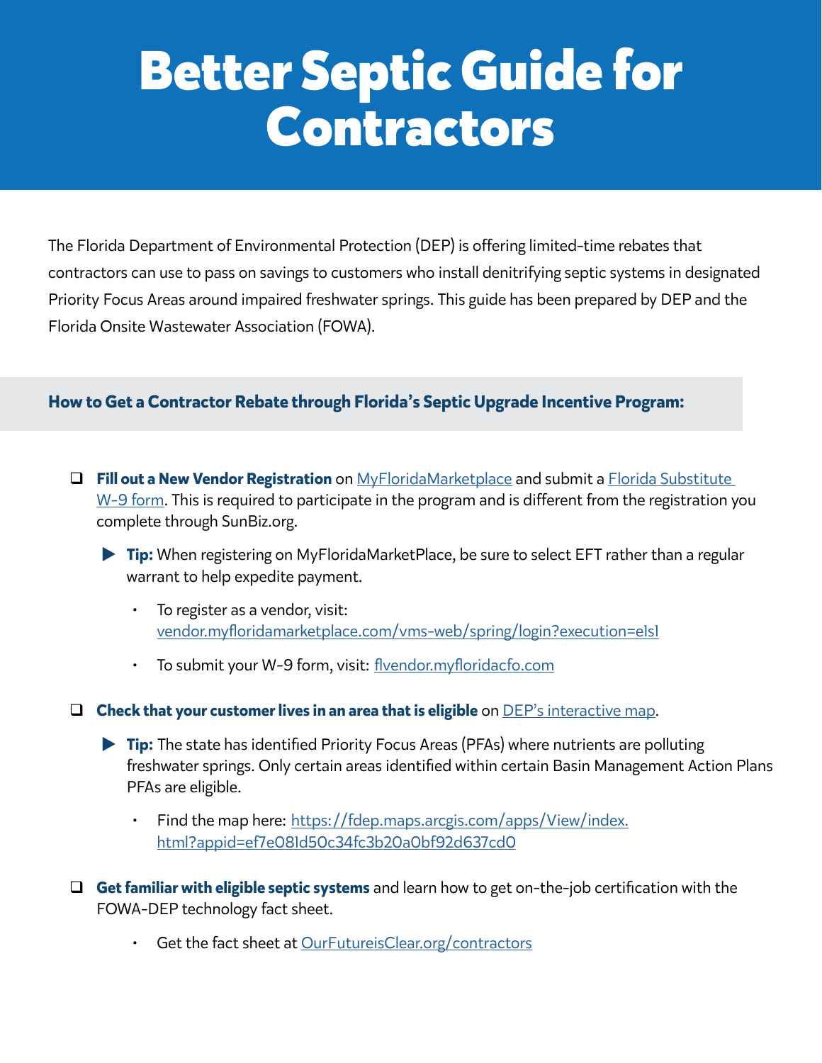# Better Septic Guide for Contractors

The Florida Department of Environmental Protection (DEP) is offering limited-time rebates that contractors can use to pass on savings to customers who install denitrifying septic systems in designated Priority Focus Areas around impaired freshwater springs. This guide has been prepared by DEP and the Florida Onsite Wastewater Association (FOWA).

## How to Get a Contractor Rebate through Florida's Septic Upgrade Incentive Program:

- [ ] **Fill out a New Vendor Registration** on MyFloridaMarketplace and submit a Florida Substitute W-9 form. This is required to participate in the program and is different from the registration you complete through SunBiz.org.
  - ▶ **Tip:** When registering on MyFloridaMarketPlace, be sure to select EFT rather than a regular warrant to help expedite payment.
    - To register as a vendor, visit: vendor.myfloridamarketplace.com/vms-web/spring/login?execution=e1s1
    - To submit your W-9 form, visit: flvendor.myfloridacfo.com

- [ ] **Check that your customer lives in an area that is eligible** on DEP's interactive map.
  - ▶ **Tip:** The state has identified Priority Focus Areas (PFAs) where nutrients are polluting freshwater springs. Only certain areas identified within certain Basin Management Action Plans PFAs are eligible.
    - Find the map here: https://fdep.maps.arcgis.com/apps/View/index.html?appid=ef7e081d50c34fc3b20a0bf92d637cd0

- [ ] **Get familiar with eligible septic systems** and learn how to get on-the-job certification with the FOWA-DEP technology fact sheet.
    - Get the fact sheet at OurFutureisClear.org/contractors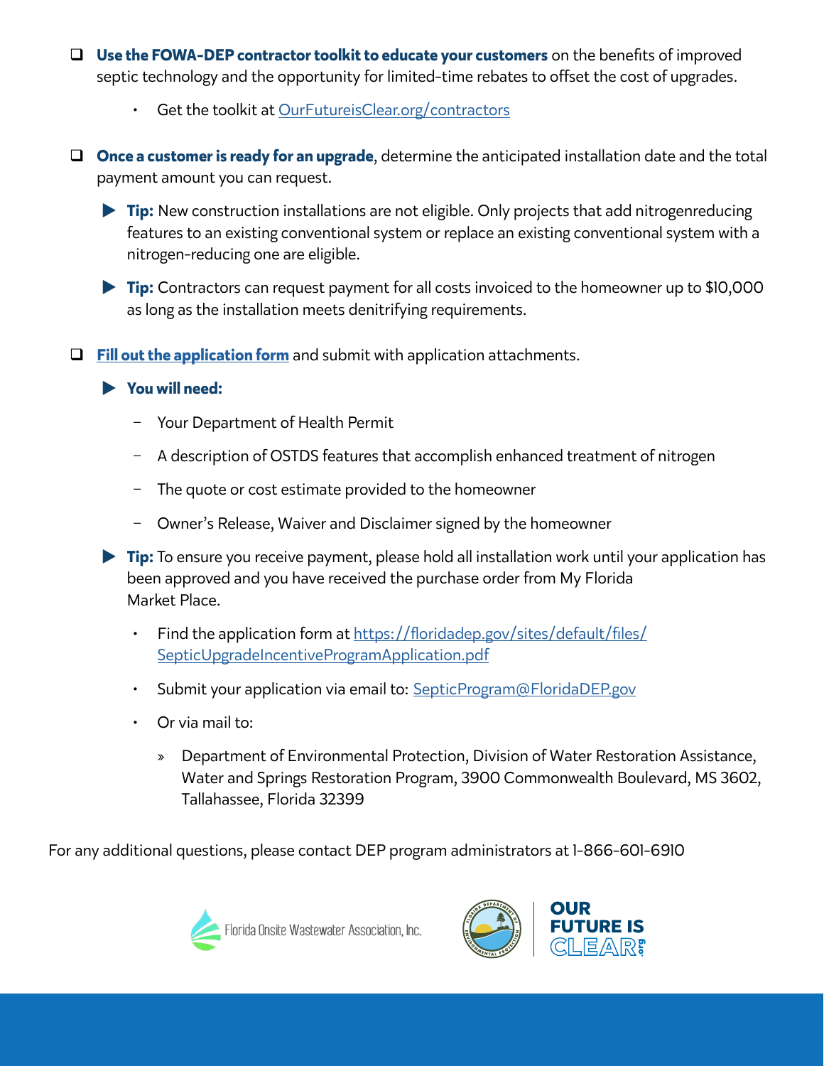- [ ] **Use the FOWA-DEP contractor toolkit to educate your customers** on the benefits of improved septic technology and the opportunity for limited-time rebates to offset the cost of upgrades.
  - Get the toolkit at OurFutureisClear.org/contractors

- [ ] **Once a customer is ready for an upgrade**, determine the anticipated installation date and the total payment amount you can request.
  - **Tip:** New construction installations are not eligible. Only projects that add nitrogenreducing features to an existing conventional system or replace an existing conventional system with a nitrogen-reducing one are eligible.
  - **Tip:** Contractors can request payment for all costs invoiced to the homeowner up to $10,000 as long as the installation meets denitrifying requirements.

- [ ] **Fill out the application form** and submit with application attachments.
  - **You will need:**
    - Your Department of Health Permit
    - A description of OSTDS features that accomplish enhanced treatment of nitrogen
    - The quote or cost estimate provided to the homeowner
    - Owner's Release, Waiver and Disclaimer signed by the homeowner
  - **Tip:** To ensure you receive payment, please hold all installation work until your application has been approved and you have received the purchase order from My Florida Market Place.
    - Find the application form at https://floridadep.gov/sites/default/files/SepticUpgradeIncentiveProgramApplication.pdf
    - Submit your application via email to: SepticProgram@FloridaDEP.gov
    - Or via mail to:
      - Department of Environmental Protection, Division of Water Restoration Assistance, Water and Springs Restoration Program, 3900 Commonwealth Boulevard, MS 3602, Tallahassee, Florida 32399

For any additional questions, please contact DEP program administrators at 1-866-601-6910

Florida Onsite Wastewater Association, Inc.

OUR FUTURE IS CLEAR.org